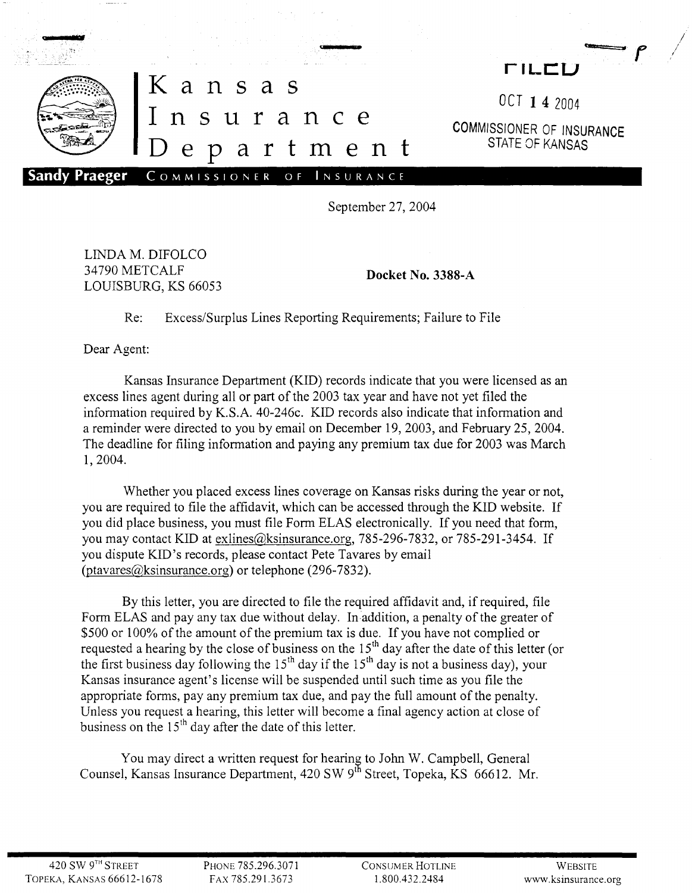# Kansas Insurance Department

**Sandy Praeger** COMMISSIONER OF INSURANCE

FILED

OCT 14 2004

COMMISSIONER OF INSURANCE
STATE OF KANSAS

September 27, 2004

LINDA M. DIFOLCO
34790 METCALF
LOUISBURG, KS 66053

**Docket No. 3388-A**

Re: Excess/Surplus Lines Reporting Requirements; Failure to File

Dear Agent:

Kansas Insurance Department (KID) records indicate that you were licensed as an excess lines agent during all or part of the 2003 tax year and have not yet filed the information required by K.S.A. 40-246c. KID records also indicate that information and a reminder were directed to you by email on December 19, 2003, and February 25, 2004. The deadline for filing information and paying any premium tax due for 2003 was March 1, 2004.

Whether you placed excess lines coverage on Kansas risks during the year or not, you are required to file the affidavit, which can be accessed through the KID website. If you did place business, you must file Form ELAS electronically. If you need that form, you may contact KID at exlines@ksinsurance.org, 785-296-7832, or 785-291-3454. If you dispute KID's records, please contact Pete Tavares by email (ptavares@ksinsurance.org) or telephone (296-7832).

By this letter, you are directed to file the required affidavit and, if required, file Form ELAS and pay any tax due without delay. In addition, a penalty of the greater of $500 or 100% of the amount of the premium tax is due. If you have not complied or requested a hearing by the close of business on the 15th day after the date of this letter (or the first business day following the 15th day if the 15th day is not a business day), your Kansas insurance agent's license will be suspended until such time as you file the appropriate forms, pay any premium tax due, and pay the full amount of the penalty. Unless you request a hearing, this letter will become a final agency action at close of business on the 15th day after the date of this letter.

You may direct a written request for hearing to John W. Campbell, General Counsel, Kansas Insurance Department, 420 SW 9th Street, Topeka, KS 66612. Mr.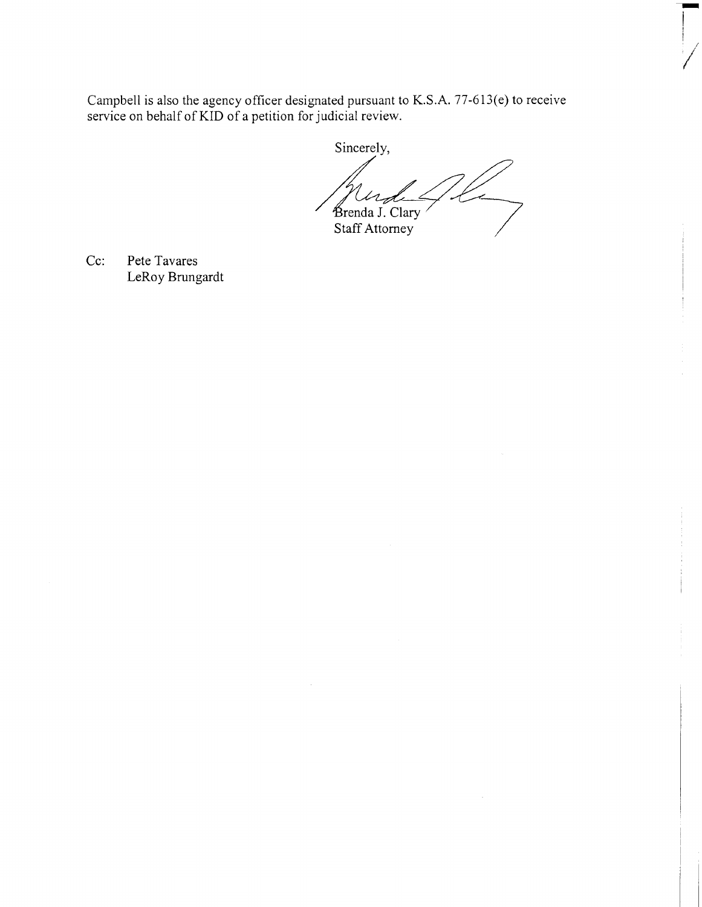Campbell is also the agency officer designated pursuant to K.S.A. 77-613(e) to receive service on behalf of KID of a petition for judicial review.

Sincerely,

Brenda J. Clary
Staff Attorney

Cc: Pete Tavares
LeRoy Brungardt